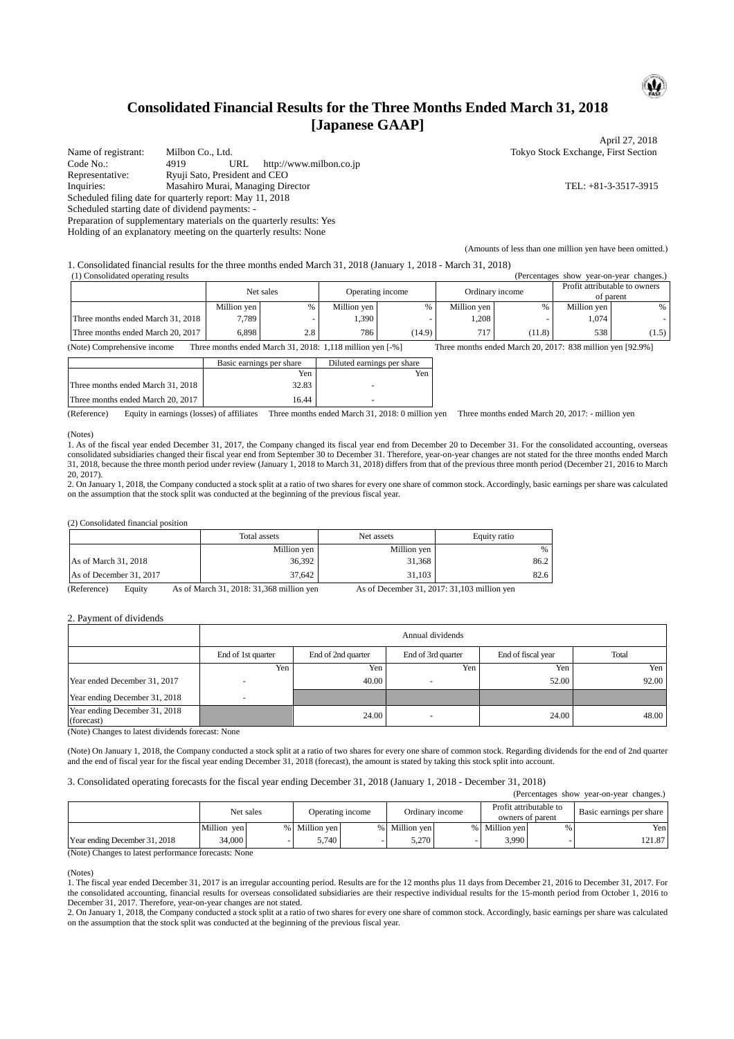# Consolidated Financial Results for the Three Months Ended March 31, 2018 [Japanese GAAP]

April 27, 2018

Name of registrant: Milbon Co., Ltd. — Tokyo Stock Exchange, First Section
Code No.: 4919 URL http://www.milbon.co.jp
Representative: Ryuji Sato, President and CEO
Inquiries: Masahiro Murai, Managing Director — TEL: +81-3-3517-3915
Scheduled filing date for quarterly report: May 11, 2018
Scheduled starting date of dividend payments: -
Preparation of supplementary materials on the quarterly results: Yes
Holding of an explanatory meeting on the quarterly results: None

(Amounts of less than one million yen have been omitted.)

1. Consolidated financial results for the three months ended March 31, 2018 (January 1, 2018 - March 31, 2018)

(1) Consolidated operating results

(Percentages show year-on-year changes.)

| | Net sales | | Operating income | | Ordinary income | | Profit attributable to owners of parent | |
|---|---|---|---|---|---|---|---|---|
| | Million yen | % | Million yen | % | Million yen | % | Million yen | % |
| Three months ended March 31, 2018 | 7,789 | - | 1,390 | - | 1,208 | - | 1,074 | - |
| Three months ended March 20, 2017 | 6,898 | 2.8 | 786 | (14.9) | 717 | (11.8) | 538 | (1.5) |

(Note) Comprehensive income Three months ended March 31, 2018: 1,118 million yen [-%] Three months ended March 20, 2017: 838 million yen [92.9%]

| | Basic earnings per share | Diluted earnings per share |
|---|---|---|
| | Yen | Yen |
| Three months ended March 31, 2018 | 32.83 | - |
| Three months ended March 20, 2017 | 16.44 | - |

(Reference) Equity in earnings (losses) of affiliates Three months ended March 31, 2018: 0 million yen Three months ended March 20, 2017: - million yen

(Notes)
1. As of the fiscal year ended December 31, 2017, the Company changed its fiscal year end from December 20 to December 31. For the consolidated accounting, overseas consolidated subsidiaries changed their fiscal year end from September 30 to December 31. Therefore, year-on-year changes are not stated for the three months ended March 31, 2018, because the three month period under review (January 1, 2018 to March 31, 2018) differs from that of the previous three month period (December 21, 2016 to March 20, 2017).
2. On January 1, 2018, the Company conducted a stock split at a ratio of two shares for every one share of common stock. Accordingly, basic earnings per share was calculated on the assumption that the stock split was conducted at the beginning of the previous fiscal year.

(2) Consolidated financial position

| | Total assets | Net assets | Equity ratio |
|---|---|---|---|
| | Million yen | Million yen | % |
| As of March 31, 2018 | 36,392 | 31,368 | 86.2 |
| As of December 31, 2017 | 37,642 | 31,103 | 82.6 |

(Reference) Equity As of March 31, 2018: 31,368 million yen As of December 31, 2017: 31,103 million yen

2. Payment of dividends

| | Annual dividends | | | | |
|---|---|---|---|---|---|
| | End of 1st quarter | End of 2nd quarter | End of 3rd quarter | End of fiscal year | Total |
| | Yen | Yen | Yen | Yen | Yen |
| Year ended December 31, 2017 | - | 40.00 | - | 52.00 | 92.00 |
| Year ending December 31, 2018 | - | | | | |
| Year ending December 31, 2018 (forecast) | | 24.00 | - | 24.00 | 48.00 |

(Note) Changes to latest dividends forecast: None

(Note) On January 1, 2018, the Company conducted a stock split at a ratio of two shares for every one share of common stock. Regarding dividends for the end of 2nd quarter and the end of fiscal year for the fiscal year ending December 31, 2018 (forecast), the amount is stated by taking this stock split into account.

3. Consolidated operating forecasts for the fiscal year ending December 31, 2018 (January 1, 2018 - December 31, 2018)

(Percentages show year-on-year changes.)

| | Net sales | | Operating income | | Ordinary income | | Profit attributable to owners of parent | | Basic earnings per share |
|---|---|---|---|---|---|---|---|---|---|
| | Million yen | % | Million yen | % | Million yen | % | Million yen | % | Yen |
| Year ending December 31, 2018 | 34,000 | - | 5,740 | - | 5,270 | - | 3,990 | - | 121.87 |

(Note) Changes to latest performance forecasts: None

(Notes)
1. The fiscal year ended December 31, 2017 is an irregular accounting period. Results are for the 12 months plus 11 days from December 21, 2016 to December 31, 2017. For the consolidated accounting, financial results for overseas consolidated subsidiaries are their respective individual results for the 15-month period from October 1, 2016 to December 31, 2017. Therefore, year-on-year changes are not stated.
2. On January 1, 2018, the Company conducted a stock split at a ratio of two shares for every one share of common stock. Accordingly, basic earnings per share was calculated on the assumption that the stock split was conducted at the beginning of the previous fiscal year.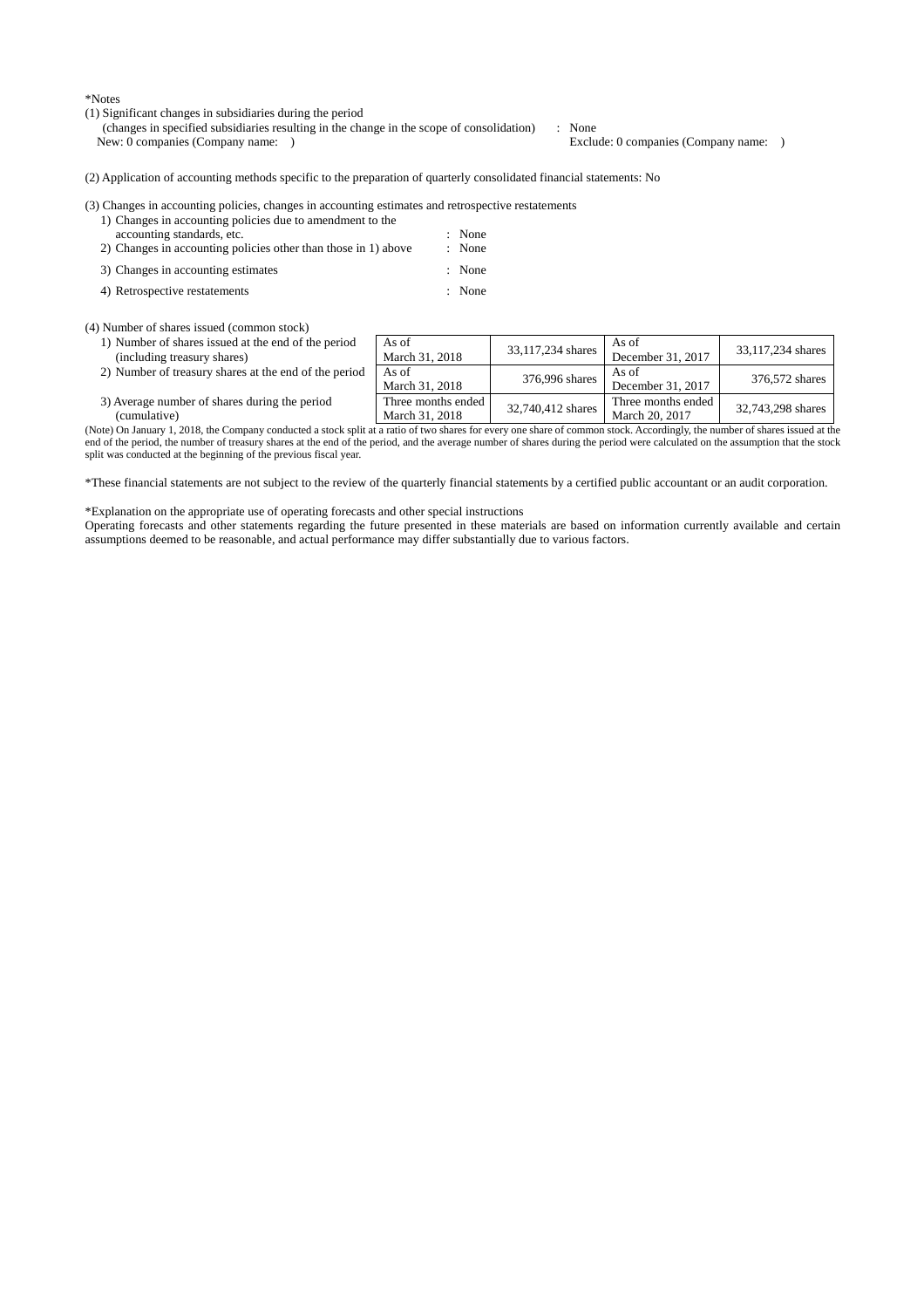*Notes

(1) Significant changes in subsidiaries during the period
(changes in specified subsidiaries resulting in the change in the scope of consolidation) : None
New: 0 companies (Company name: ) Exclude: 0 companies (Company name: )

(2) Application of accounting methods specific to the preparation of quarterly consolidated financial statements: No

(3) Changes in accounting policies, changes in accounting estimates and retrospective restatements

1) Changes in accounting policies due to amendment to the accounting standards, etc. : None
2) Changes in accounting policies other than those in 1) above : None
3) Changes in accounting estimates : None
4) Retrospective restatements : None

(4) Number of shares issued (common stock)

| | | | | |
|---|---|---|---|---|
| 1) Number of shares issued at the end of the period (including treasury shares) | As of March 31, 2018 | 33,117,234 shares | As of December 31, 2017 | 33,117,234 shares |
| 2) Number of treasury shares at the end of the period | As of March 31, 2018 | 376,996 shares | As of December 31, 2017 | 376,572 shares |
| 3) Average number of shares during the period (cumulative) | Three months ended March 31, 2018 | 32,740,412 shares | Three months ended March 20, 2017 | 32,743,298 shares |

(Note) On January 1, 2018, the Company conducted a stock split at a ratio of two shares for every one share of common stock. Accordingly, the number of shares issued at the end of the period, the number of treasury shares at the end of the period, and the average number of shares during the period were calculated on the assumption that the stock split was conducted at the beginning of the previous fiscal year.

*These financial statements are not subject to the review of the quarterly financial statements by a certified public accountant or an audit corporation.

*Explanation on the appropriate use of operating forecasts and other special instructions
Operating forecasts and other statements regarding the future presented in these materials are based on information currently available and certain assumptions deemed to be reasonable, and actual performance may differ substantially due to various factors.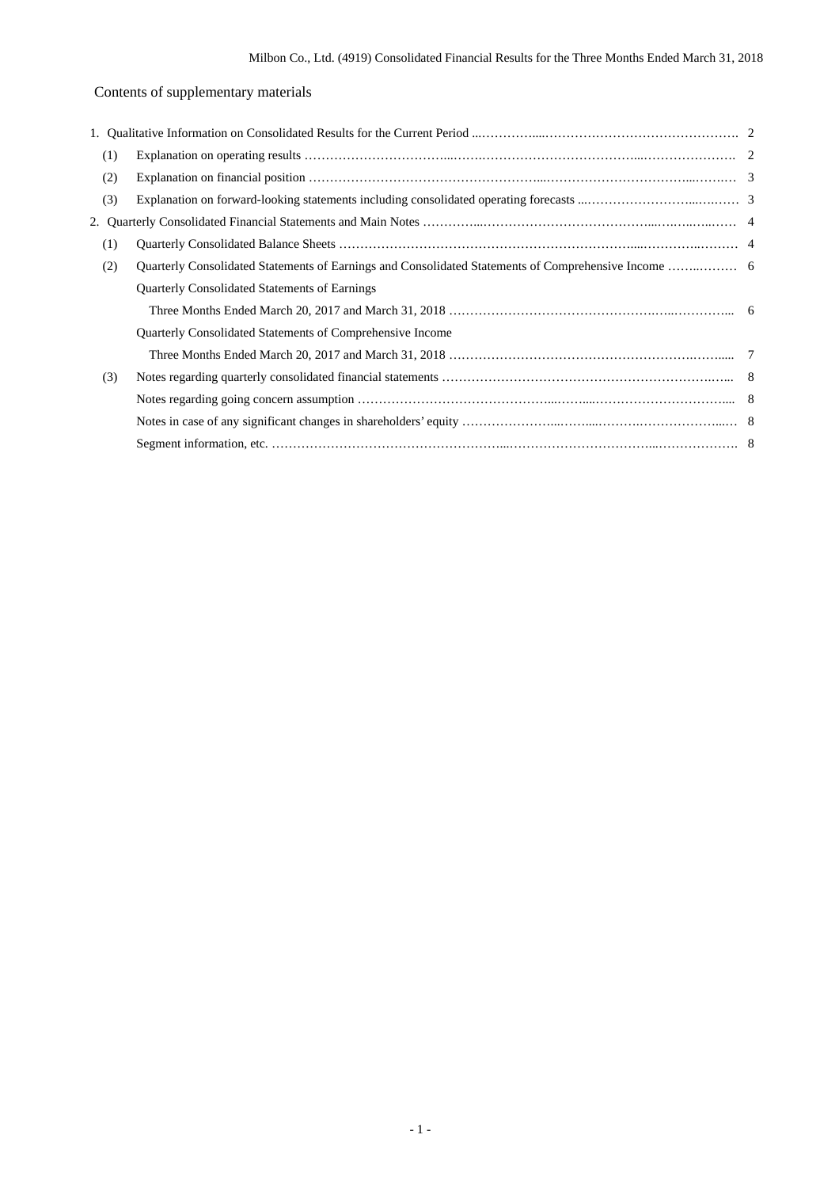Contents of supplementary materials

1. Qualitative Information on Consolidated Results for the Current Period ... 2
   (1) Explanation on operating results ... 2
   (2) Explanation on financial position ... 3
   (3) Explanation on forward-looking statements including consolidated operating forecasts ... 3
2. Quarterly Consolidated Financial Statements and Main Notes ... 4
   (1) Quarterly Consolidated Balance Sheets ... 4
   (2) Quarterly Consolidated Statements of Earnings and Consolidated Statements of Comprehensive Income ... 6
   Quarterly Consolidated Statements of Earnings
   Three Months Ended March 20, 2017 and March 31, 2018 ... 6
   Quarterly Consolidated Statements of Comprehensive Income
   Three Months Ended March 20, 2017 and March 31, 2018 ... 7
   (3) Notes regarding quarterly consolidated financial statements ... 8
   Notes regarding going concern assumption ... 8
   Notes in case of any significant changes in shareholders' equity ... 8
   Segment information, etc. ... 8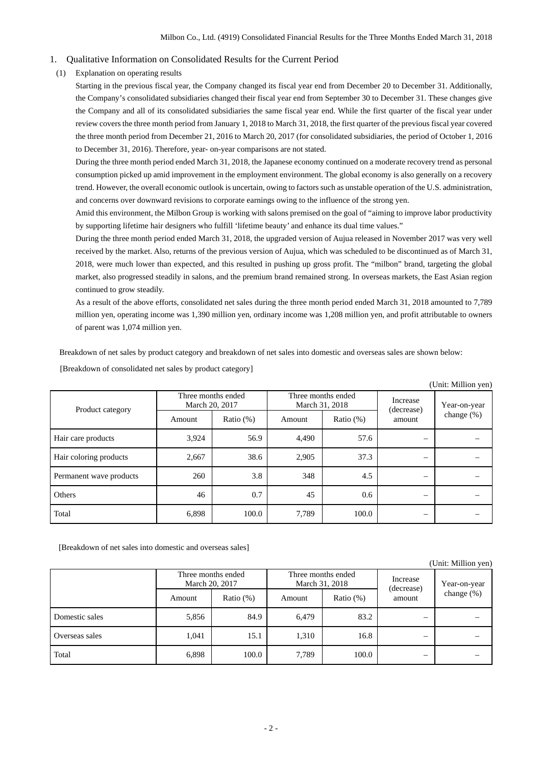## 1. Qualitative Information on Consolidated Results for the Current Period

### (1) Explanation on operating results

Starting in the previous fiscal year, the Company changed its fiscal year end from December 20 to December 31. Additionally, the Company's consolidated subsidiaries changed their fiscal year end from September 30 to December 31. These changes give the Company and all of its consolidated subsidiaries the same fiscal year end. While the first quarter of the fiscal year under review covers the three month period from January 1, 2018 to March 31, 2018, the first quarter of the previous fiscal year covered the three month period from December 21, 2016 to March 20, 2017 (for consolidated subsidiaries, the period of October 1, 2016 to December 31, 2016). Therefore, year- on-year comparisons are not stated.

During the three month period ended March 31, 2018, the Japanese economy continued on a moderate recovery trend as personal consumption picked up amid improvement in the employment environment. The global economy is also generally on a recovery trend. However, the overall economic outlook is uncertain, owing to factors such as unstable operation of the U.S. administration, and concerns over downward revisions to corporate earnings owing to the influence of the strong yen.

Amid this environment, the Milbon Group is working with salons premised on the goal of "aiming to improve labor productivity by supporting lifetime hair designers who fulfill 'lifetime beauty' and enhance its dual time values."

During the three month period ended March 31, 2018, the upgraded version of Aujua released in November 2017 was very well received by the market. Also, returns of the previous version of Aujua, which was scheduled to be discontinued as of March 31, 2018, were much lower than expected, and this resulted in pushing up gross profit. The "milbon" brand, targeting the global market, also progressed steadily in salons, and the premium brand remained strong. In overseas markets, the East Asian region continued to grow steadily.

As a result of the above efforts, consolidated net sales during the three month period ended March 31, 2018 amounted to 7,789 million yen, operating income was 1,390 million yen, ordinary income was 1,208 million yen, and profit attributable to owners of parent was 1,074 million yen.

Breakdown of net sales by product category and breakdown of net sales into domestic and overseas sales are shown below:

[Breakdown of consolidated net sales by product category]

(Unit: Million yen)

| Product category | Three months ended March 20, 2017 | | Three months ended March 31, 2018 | | Increase (decrease) amount | Year-on-year change (%) |
|---|---|---|---|---|---|---|
| | Amount | Ratio (%) | Amount | Ratio (%) | | |
| Hair care products | 3,924 | 56.9 | 4,490 | 57.6 | – | – |
| Hair coloring products | 2,667 | 38.6 | 2,905 | 37.3 | – | – |
| Permanent wave products | 260 | 3.8 | 348 | 4.5 | – | – |
| Others | 46 | 0.7 | 45 | 0.6 | – | – |
| Total | 6,898 | 100.0 | 7,789 | 100.0 | – | – |

[Breakdown of net sales into domestic and overseas sales]

(Unit: Million yen)

| | Three months ended March 20, 2017 | | Three months ended March 31, 2018 | | Increase (decrease) amount | Year-on-year change (%) |
|---|---|---|---|---|---|---|
| | Amount | Ratio (%) | Amount | Ratio (%) | | |
| Domestic sales | 5,856 | 84.9 | 6,479 | 83.2 | – | – |
| Overseas sales | 1,041 | 15.1 | 1,310 | 16.8 | – | – |
| Total | 6,898 | 100.0 | 7,789 | 100.0 | – | – |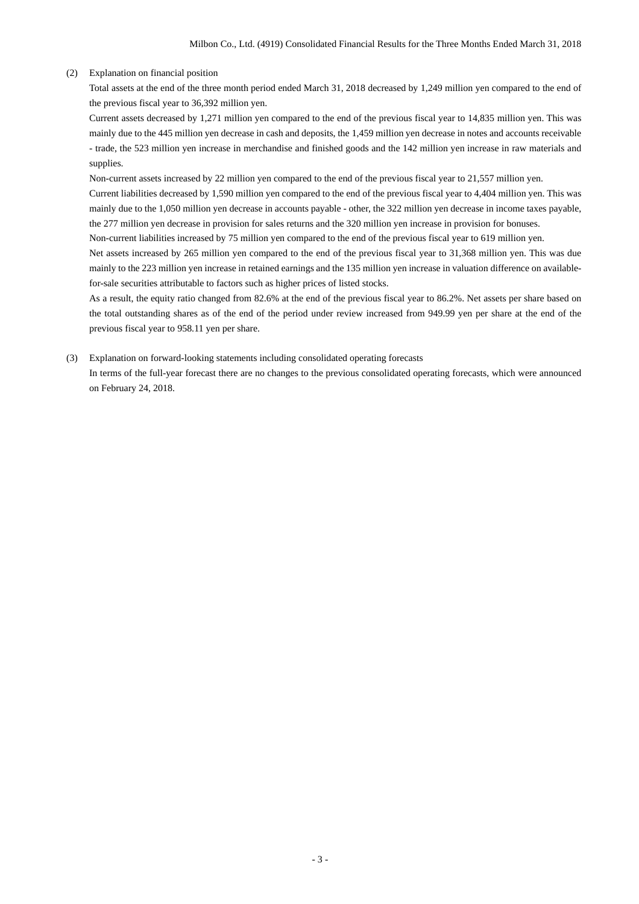(2) Explanation on financial position

Total assets at the end of the three month period ended March 31, 2018 decreased by 1,249 million yen compared to the end of the previous fiscal year to 36,392 million yen.

Current assets decreased by 1,271 million yen compared to the end of the previous fiscal year to 14,835 million yen. This was mainly due to the 445 million yen decrease in cash and deposits, the 1,459 million yen decrease in notes and accounts receivable - trade, the 523 million yen increase in merchandise and finished goods and the 142 million yen increase in raw materials and supplies.

Non-current assets increased by 22 million yen compared to the end of the previous fiscal year to 21,557 million yen.

Current liabilities decreased by 1,590 million yen compared to the end of the previous fiscal year to 4,404 million yen. This was mainly due to the 1,050 million yen decrease in accounts payable - other, the 322 million yen decrease in income taxes payable, the 277 million yen decrease in provision for sales returns and the 320 million yen increase in provision for bonuses.

Non-current liabilities increased by 75 million yen compared to the end of the previous fiscal year to 619 million yen.

Net assets increased by 265 million yen compared to the end of the previous fiscal year to 31,368 million yen. This was due mainly to the 223 million yen increase in retained earnings and the 135 million yen increase in valuation difference on available-for-sale securities attributable to factors such as higher prices of listed stocks.

As a result, the equity ratio changed from 82.6% at the end of the previous fiscal year to 86.2%. Net assets per share based on the total outstanding shares as of the end of the period under review increased from 949.99 yen per share at the end of the previous fiscal year to 958.11 yen per share.

(3) Explanation on forward-looking statements including consolidated operating forecasts

In terms of the full-year forecast there are no changes to the previous consolidated operating forecasts, which were announced on February 24, 2018.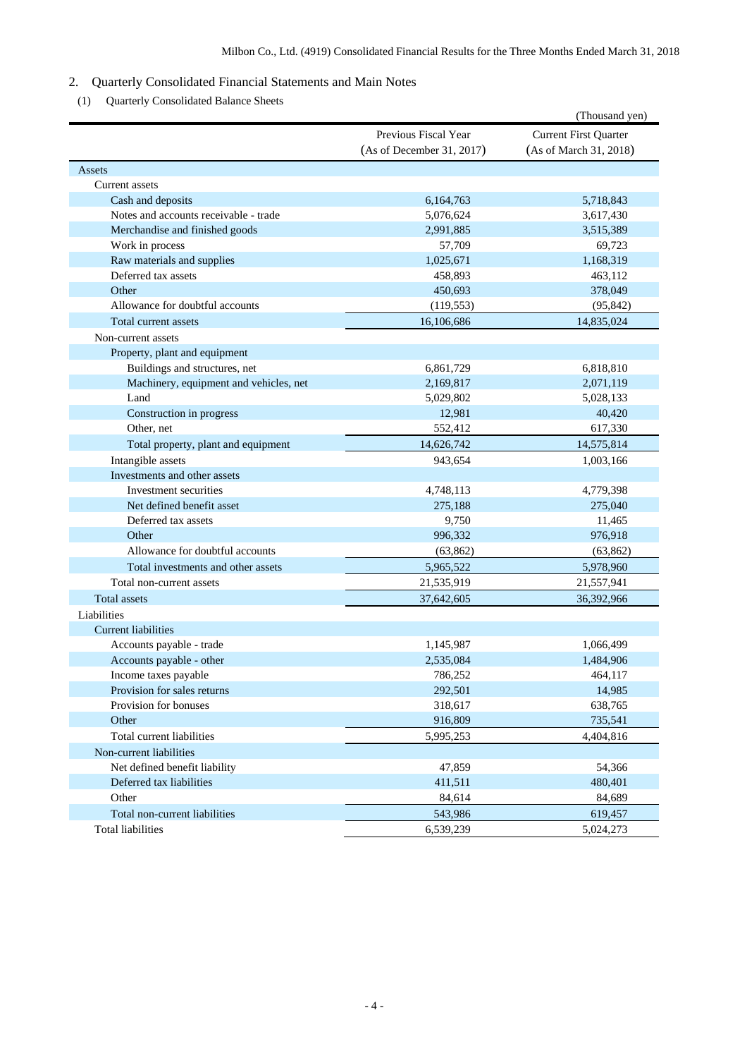## 2. Quarterly Consolidated Financial Statements and Main Notes

### (1) Quarterly Consolidated Balance Sheets

(Thousand yen)

| | Previous Fiscal Year (As of December 31, 2017) | Current First Quarter (As of March 31, 2018) |
|---|---|---|
| Assets | | |
| Current assets | | |
| Cash and deposits | 6,164,763 | 5,718,843 |
| Notes and accounts receivable - trade | 5,076,624 | 3,617,430 |
| Merchandise and finished goods | 2,991,885 | 3,515,389 |
| Work in process | 57,709 | 69,723 |
| Raw materials and supplies | 1,025,671 | 1,168,319 |
| Deferred tax assets | 458,893 | 463,112 |
| Other | 450,693 | 378,049 |
| Allowance for doubtful accounts | (119,553) | (95,842) |
| Total current assets | 16,106,686 | 14,835,024 |
| Non-current assets | | |
| Property, plant and equipment | | |
| Buildings and structures, net | 6,861,729 | 6,818,810 |
| Machinery, equipment and vehicles, net | 2,169,817 | 2,071,119 |
| Land | 5,029,802 | 5,028,133 |
| Construction in progress | 12,981 | 40,420 |
| Other, net | 552,412 | 617,330 |
| Total property, plant and equipment | 14,626,742 | 14,575,814 |
| Intangible assets | 943,654 | 1,003,166 |
| Investments and other assets | | |
| Investment securities | 4,748,113 | 4,779,398 |
| Net defined benefit asset | 275,188 | 275,040 |
| Deferred tax assets | 9,750 | 11,465 |
| Other | 996,332 | 976,918 |
| Allowance for doubtful accounts | (63,862) | (63,862) |
| Total investments and other assets | 5,965,522 | 5,978,960 |
| Total non-current assets | 21,535,919 | 21,557,941 |
| Total assets | 37,642,605 | 36,392,966 |
| Liabilities | | |
| Current liabilities | | |
| Accounts payable - trade | 1,145,987 | 1,066,499 |
| Accounts payable - other | 2,535,084 | 1,484,906 |
| Income taxes payable | 786,252 | 464,117 |
| Provision for sales returns | 292,501 | 14,985 |
| Provision for bonuses | 318,617 | 638,765 |
| Other | 916,809 | 735,541 |
| Total current liabilities | 5,995,253 | 4,404,816 |
| Non-current liabilities | | |
| Net defined benefit liability | 47,859 | 54,366 |
| Deferred tax liabilities | 411,511 | 480,401 |
| Other | 84,614 | 84,689 |
| Total non-current liabilities | 543,986 | 619,457 |
| Total liabilities | 6,539,239 | 5,024,273 |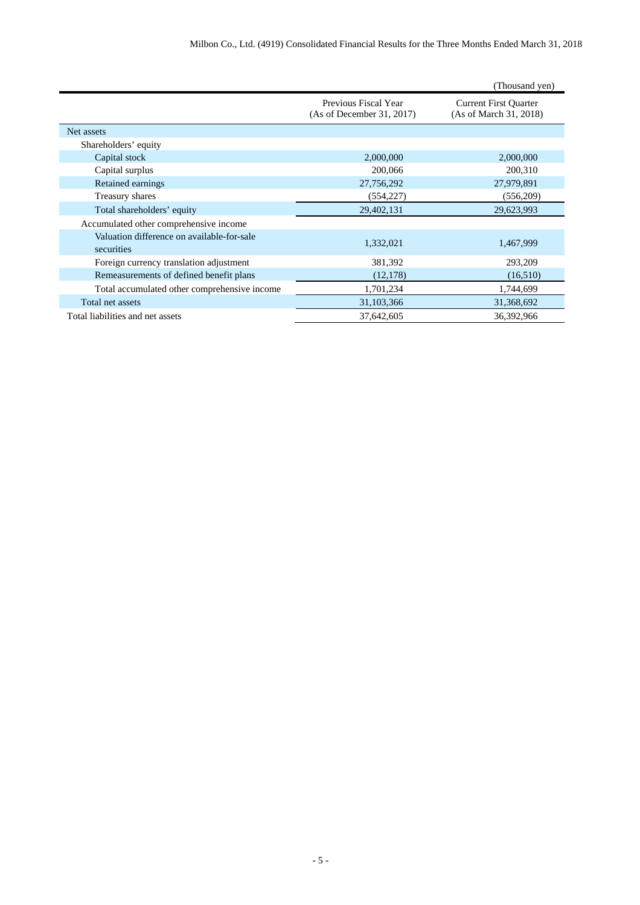(Thousand yen)

| | Previous Fiscal Year (As of December 31, 2017) | Current First Quarter (As of March 31, 2018) |
|---|---|---|
| Net assets | | |
| Shareholders' equity | | |
| Capital stock | 2,000,000 | 2,000,000 |
| Capital surplus | 200,066 | 200,310 |
| Retained earnings | 27,756,292 | 27,979,891 |
| Treasury shares | (554,227) | (556,209) |
| Total shareholders' equity | 29,402,131 | 29,623,993 |
| Accumulated other comprehensive income | | |
| Valuation difference on available-for-sale securities | 1,332,021 | 1,467,999 |
| Foreign currency translation adjustment | 381,392 | 293,209 |
| Remeasurements of defined benefit plans | (12,178) | (16,510) |
| Total accumulated other comprehensive income | 1,701,234 | 1,744,699 |
| Total net assets | 31,103,366 | 31,368,692 |
| Total liabilities and net assets | 37,642,605 | 36,392,966 |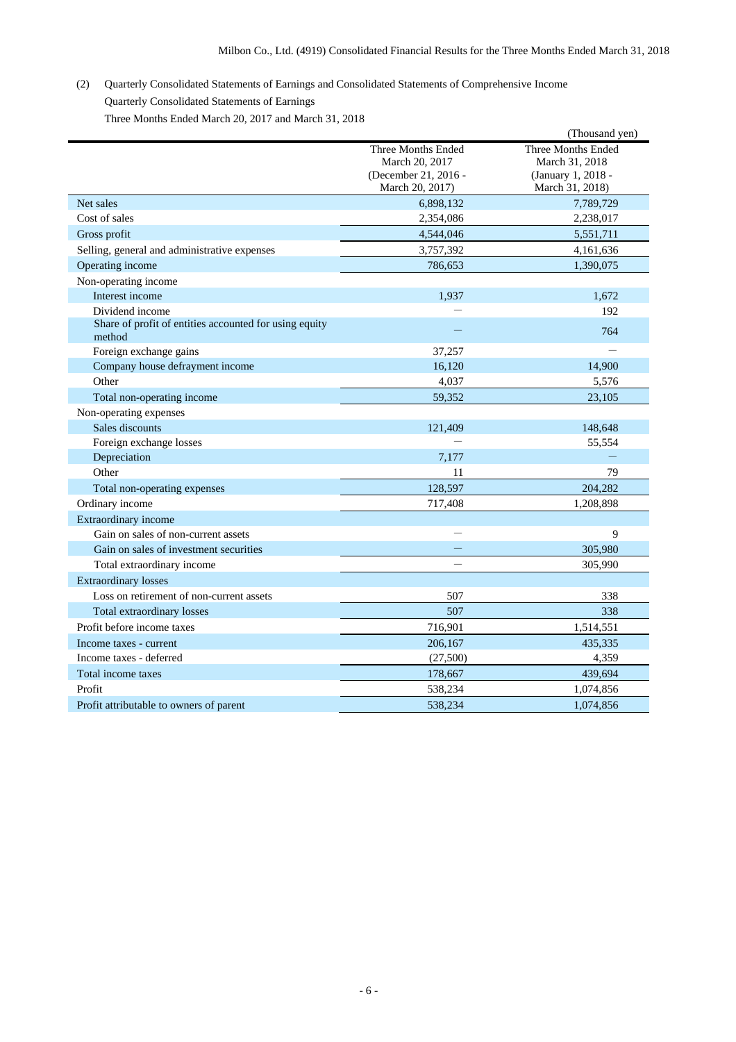(2) Quarterly Consolidated Statements of Earnings and Consolidated Statements of Comprehensive Income

Quarterly Consolidated Statements of Earnings

Three Months Ended March 20, 2017 and March 31, 2018

(Thousand yen)

| | Three Months Ended March 20, 2017 (December 21, 2016 - March 20, 2017) | Three Months Ended March 31, 2018 (January 1, 2018 - March 31, 2018) |
|---|---|---|
| Net sales | 6,898,132 | 7,789,729 |
| Cost of sales | 2,354,086 | 2,238,017 |
| Gross profit | 4,544,046 | 5,551,711 |
| Selling, general and administrative expenses | 3,757,392 | 4,161,636 |
| Operating income | 786,653 | 1,390,075 |
| Non-operating income | | |
| Interest income | 1,937 | 1,672 |
| Dividend income | — | 192 |
| Share of profit of entities accounted for using equity method | — | 764 |
| Foreign exchange gains | 37,257 | — |
| Company house defrayment income | 16,120 | 14,900 |
| Other | 4,037 | 5,576 |
| Total non-operating income | 59,352 | 23,105 |
| Non-operating expenses | | |
| Sales discounts | 121,409 | 148,648 |
| Foreign exchange losses | — | 55,554 |
| Depreciation | 7,177 | — |
| Other | 11 | 79 |
| Total non-operating expenses | 128,597 | 204,282 |
| Ordinary income | 717,408 | 1,208,898 |
| Extraordinary income | | |
| Gain on sales of non-current assets | — | 9 |
| Gain on sales of investment securities | — | 305,980 |
| Total extraordinary income | — | 305,990 |
| Extraordinary losses | | |
| Loss on retirement of non-current assets | 507 | 338 |
| Total extraordinary losses | 507 | 338 |
| Profit before income taxes | 716,901 | 1,514,551 |
| Income taxes - current | 206,167 | 435,335 |
| Income taxes - deferred | (27,500) | 4,359 |
| Total income taxes | 178,667 | 439,694 |
| Profit | 538,234 | 1,074,856 |
| Profit attributable to owners of parent | 538,234 | 1,074,856 |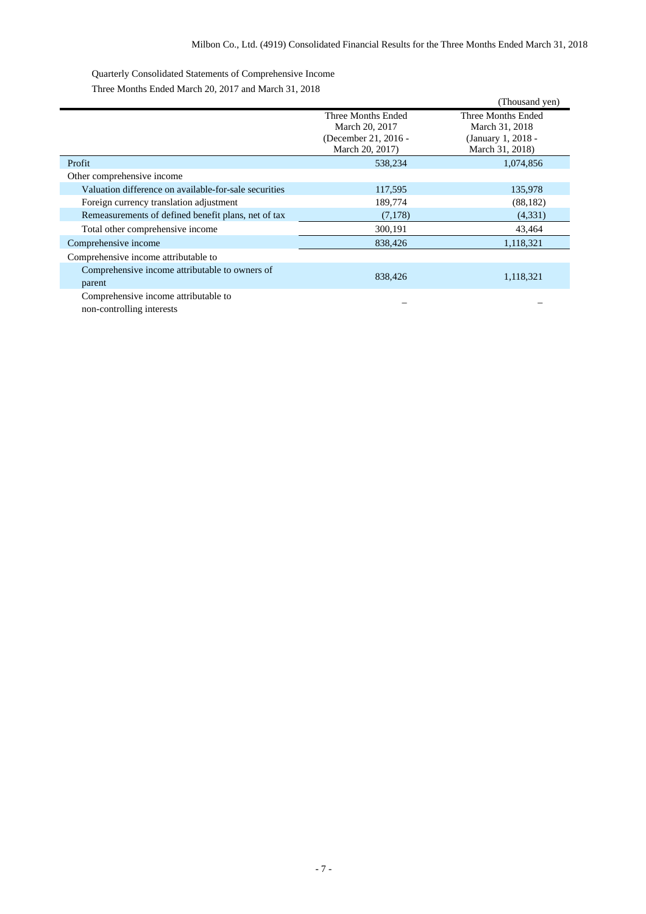Quarterly Consolidated Statements of Comprehensive Income

Three Months Ended March 20, 2017 and March 31, 2018

(Thousand yen)

| | Three Months Ended March 20, 2017 (December 21, 2016 - March 20, 2017) | Three Months Ended March 31, 2018 (January 1, 2018 - March 31, 2018) |
|---|---|---|
| Profit | 538,234 | 1,074,856 |
| Other comprehensive income | | |
| Valuation difference on available-for-sale securities | 117,595 | 135,978 |
| Foreign currency translation adjustment | 189,774 | (88,182) |
| Remeasurements of defined benefit plans, net of tax | (7,178) | (4,331) |
| Total other comprehensive income | 300,191 | 43,464 |
| Comprehensive income | 838,426 | 1,118,321 |
| Comprehensive income attributable to | | |
| Comprehensive income attributable to owners of parent | 838,426 | 1,118,321 |
| Comprehensive income attributable to non-controlling interests | – | – |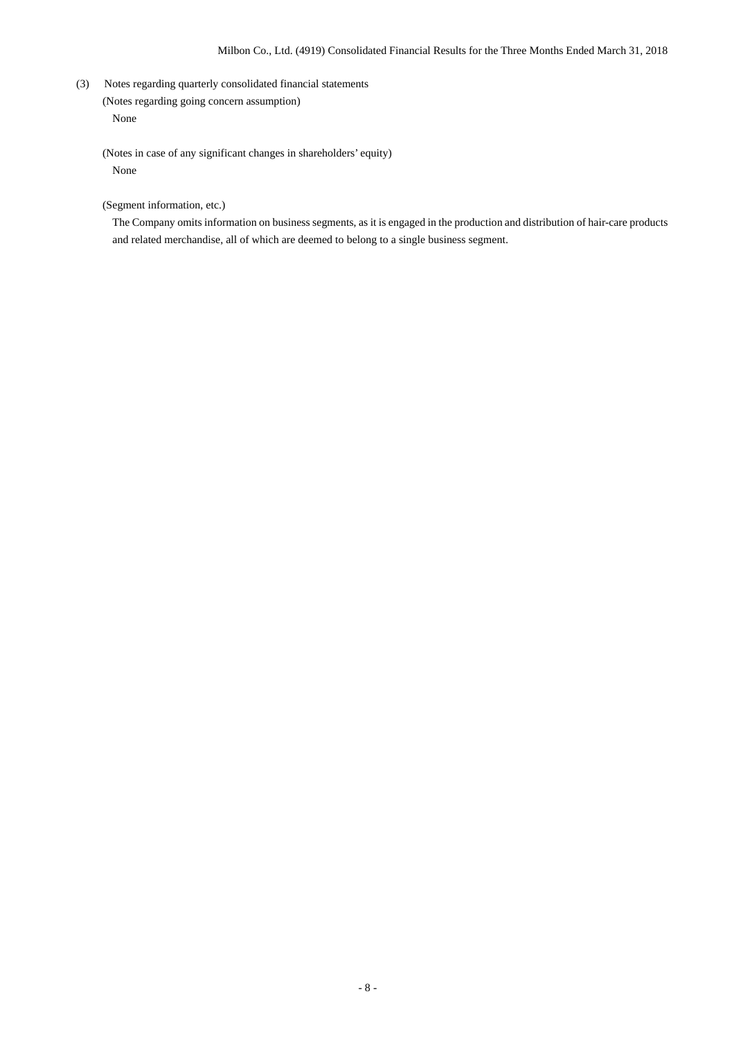(3) Notes regarding quarterly consolidated financial statements

(Notes regarding going concern assumption)

None

(Notes in case of any significant changes in shareholders' equity)

None

(Segment information, etc.)

The Company omits information on business segments, as it is engaged in the production and distribution of hair-care products and related merchandise, all of which are deemed to belong to a single business segment.